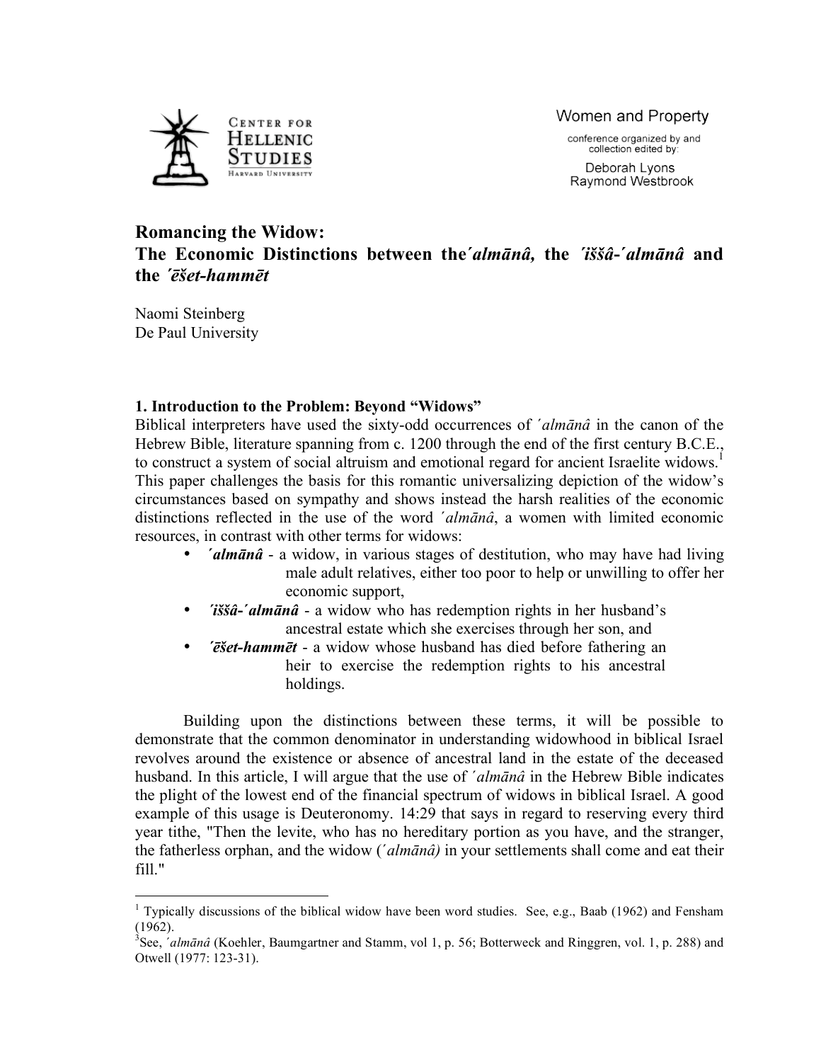Women and Property

conference organized by and collection edited by:

Deborah Lyons
Raymond Westbrook

# Romancing the Widow: The Economic Distinctions between the *´almānâ,* the *´iššâ-´almānâ* and the *´ēšet-hammēt*

Naomi Steinberg
De Paul University

## 1. Introduction to the Problem: Beyond "Widows"

Biblical interpreters have used the sixty-odd occurrences of *´almānâ* in the canon of the Hebrew Bible, literature spanning from c. 1200 through the end of the first century B.C.E., to construct a system of social altruism and emotional regard for ancient Israelite widows.[1] This paper challenges the basis for this romantic universalizing depiction of the widow's circumstances based on sympathy and shows instead the harsh realities of the economic distinctions reflected in the use of the word *´almānâ*, a women with limited economic resources, in contrast with other terms for widows:

- ***´almānâ*** - a widow, in various stages of destitution, who may have had living male adult relatives, either too poor to help or unwilling to offer her economic support,
- ***´iššâ-´almānâ*** - a widow who has redemption rights in her husband's ancestral estate which she exercises through her son, and
- ***´ēšet-hammēt*** - a widow whose husband has died before fathering an heir to exercise the redemption rights to his ancestral holdings.

Building upon the distinctions between these terms, it will be possible to demonstrate that the common denominator in understanding widowhood in biblical Israel revolves around the existence or absence of ancestral land in the estate of the deceased husband. In this article, I will argue that the use of *´almānâ* in the Hebrew Bible indicates the plight of the lowest end of the financial spectrum of widows in biblical Israel. A good example of this usage is Deuteronomy. 14:29 that says in regard to reserving every third year tithe, "Then the levite, who has no hereditary portion as you have, and the stranger, the fatherless orphan, and the widow (*´almānâ)* in your settlements shall come and eat their fill."

---

[1] Typically discussions of the biblical widow have been word studies. See, e.g., Baab (1962) and Fensham (1962).

[3]See, *´almānâ* (Koehler, Baumgartner and Stamm, vol 1, p. 56; Botterweck and Ringgren, vol. 1, p. 288) and Otwell (1977: 123-31).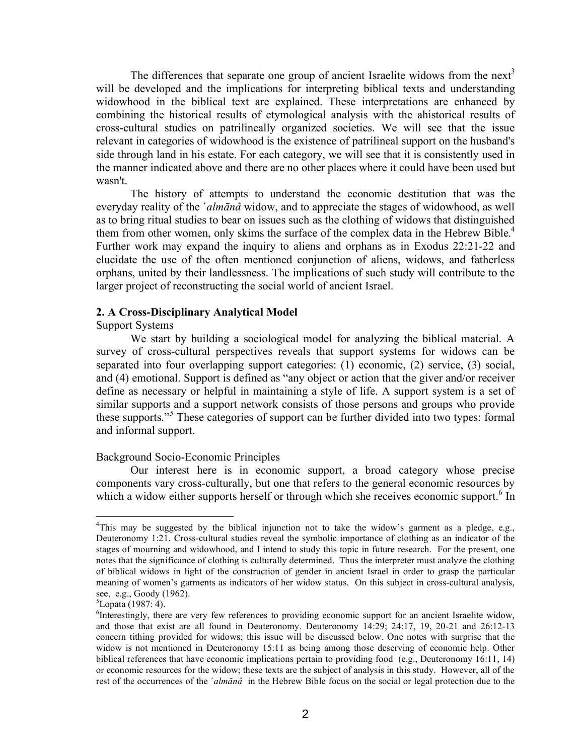The differences that separate one group of ancient Israelite widows from the next[3] will be developed and the implications for interpreting biblical texts and understanding widowhood in the biblical text are explained. These interpretations are enhanced by combining the historical results of etymological analysis with the ahistorical results of cross-cultural studies on patrilineally organized societies. We will see that the issue relevant in categories of widowhood is the existence of patrilineal support on the husband's side through land in his estate. For each category, we will see that it is consistently used in the manner indicated above and there are no other places where it could have been used but wasn't.

The history of attempts to understand the economic destitution that was the everyday reality of the *´almānâ* widow, and to appreciate the stages of widowhood, as well as to bring ritual studies to bear on issues such as the clothing of widows that distinguished them from other women, only skims the surface of the complex data in the Hebrew Bible.[4] Further work may expand the inquiry to aliens and orphans as in Exodus 22:21-22 and elucidate the use of the often mentioned conjunction of aliens, widows, and fatherless orphans, united by their landlessness. The implications of such study will contribute to the larger project of reconstructing the social world of ancient Israel.

## 2. A Cross-Disciplinary Analytical Model

Support Systems

We start by building a sociological model for analyzing the biblical material. A survey of cross-cultural perspectives reveals that support systems for widows can be separated into four overlapping support categories: (1) economic, (2) service, (3) social, and (4) emotional. Support is defined as "any object or action that the giver and/or receiver define as necessary or helpful in maintaining a style of life. A support system is a set of similar supports and a support network consists of those persons and groups who provide these supports."[5] These categories of support can be further divided into two types: formal and informal support.

Background Socio-Economic Principles

Our interest here is in economic support, a broad category whose precise components vary cross-culturally, but one that refers to the general economic resources by which a widow either supports herself or through which she receives economic support.[6] In

---

[4]This may be suggested by the biblical injunction not to take the widow's garment as a pledge, e.g., Deuteronomy 1:21. Cross-cultural studies reveal the symbolic importance of clothing as an indicator of the stages of mourning and widowhood, and I intend to study this topic in future research. For the present, one notes that the significance of clothing is culturally determined. Thus the interpreter must analyze the clothing of biblical widows in light of the construction of gender in ancient Israel in order to grasp the particular meaning of women's garments as indicators of her widow status. On this subject in cross-cultural analysis, see, e.g., Goody (1962).

[5]Lopata (1987: 4).

[6]Interestingly, there are very few references to providing economic support for an ancient Israelite widow, and those that exist are all found in Deuteronomy. Deuteronomy 14:29; 24:17, 19, 20-21 and 26:12-13 concern tithing provided for widows; this issue will be discussed below. One notes with surprise that the widow is not mentioned in Deuteronomy 15:11 as being among those deserving of economic help. Other biblical references that have economic implications pertain to providing food (e.g., Deuteronomy 16:11, 14) or economic resources for the widow; these texts are the subject of analysis in this study. However, all of the rest of the occurrences of the *´almānâ* in the Hebrew Bible focus on the social or legal protection due to the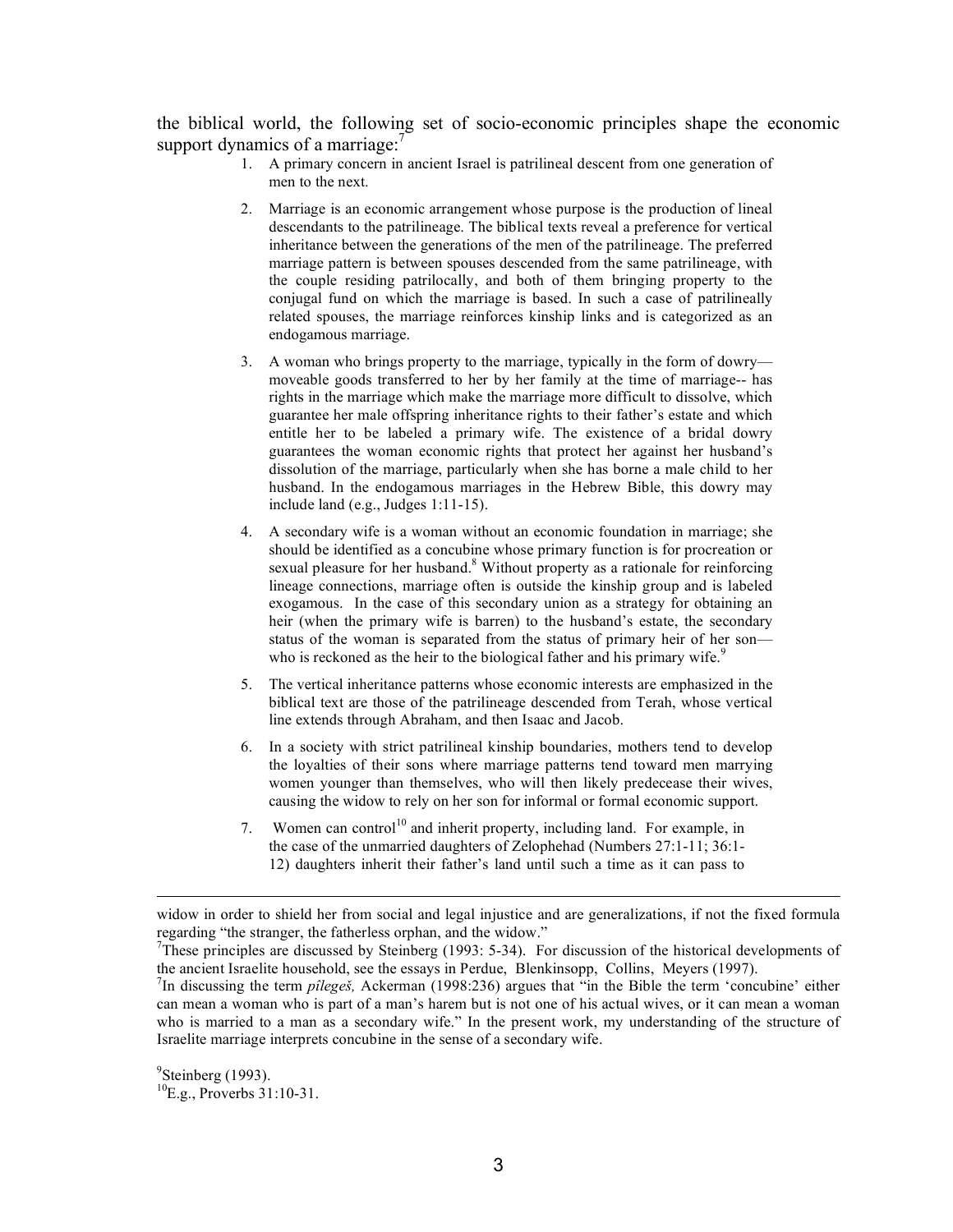the biblical world, the following set of socio-economic principles shape the economic support dynamics of a marriage:[7]

1. A primary concern in ancient Israel is patrilineal descent from one generation of men to the next.

2. Marriage is an economic arrangement whose purpose is the production of lineal descendants to the patrilineage. The biblical texts reveal a preference for vertical inheritance between the generations of the men of the patrilineage. The preferred marriage pattern is between spouses descended from the same patrilineage, with the couple residing patrilocally, and both of them bringing property to the conjugal fund on which the marriage is based. In such a case of patrilineally related spouses, the marriage reinforces kinship links and is categorized as an endogamous marriage.

3. A woman who brings property to the marriage, typically in the form of dowry—moveable goods transferred to her by her family at the time of marriage-- has rights in the marriage which make the marriage more difficult to dissolve, which guarantee her male offspring inheritance rights to their father's estate and which entitle her to be labeled a primary wife. The existence of a bridal dowry guarantees the woman economic rights that protect her against her husband's dissolution of the marriage, particularly when she has borne a male child to her husband. In the endogamous marriages in the Hebrew Bible, this dowry may include land (e.g., Judges 1:11-15).

4. A secondary wife is a woman without an economic foundation in marriage; she should be identified as a concubine whose primary function is for procreation or sexual pleasure for her husband.[8] Without property as a rationale for reinforcing lineage connections, marriage often is outside the kinship group and is labeled exogamous. In the case of this secondary union as a strategy for obtaining an heir (when the primary wife is barren) to the husband's estate, the secondary status of the woman is separated from the status of primary heir of her son—who is reckoned as the heir to the biological father and his primary wife.[9]

5. The vertical inheritance patterns whose economic interests are emphasized in the biblical text are those of the patrilineage descended from Terah, whose vertical line extends through Abraham, and then Isaac and Jacob.

6. In a society with strict patrilineal kinship boundaries, mothers tend to develop the loyalties of their sons where marriage patterns tend toward men marrying women younger than themselves, who will then likely predecease their wives, causing the widow to rely on her son for informal or formal economic support.

7. Women can control[10] and inherit property, including land. For example, in the case of the unmarried daughters of Zelophehad (Numbers 27:1-11; 36:1-12) daughters inherit their father's land until such a time as it can pass to

---

widow in order to shield her from social and legal injustice and are generalizations, if not the fixed formula regarding "the stranger, the fatherless orphan, and the widow."

[7]These principles are discussed by Steinberg (1993: 5-34). For discussion of the historical developments of the ancient Israelite household, see the essays in Perdue, Blenkinsopp, Collins, Meyers (1997).

[7]In discussing the term *pîlegeš,* Ackerman (1998:236) argues that "in the Bible the term 'concubine' either can mean a woman who is part of a man's harem but is not one of his actual wives, or it can mean a woman who is married to a man as a secondary wife." In the present work, my understanding of the structure of Israelite marriage interprets concubine in the sense of a secondary wife.

[9]Steinberg (1993).

[10]E.g., Proverbs 31:10-31.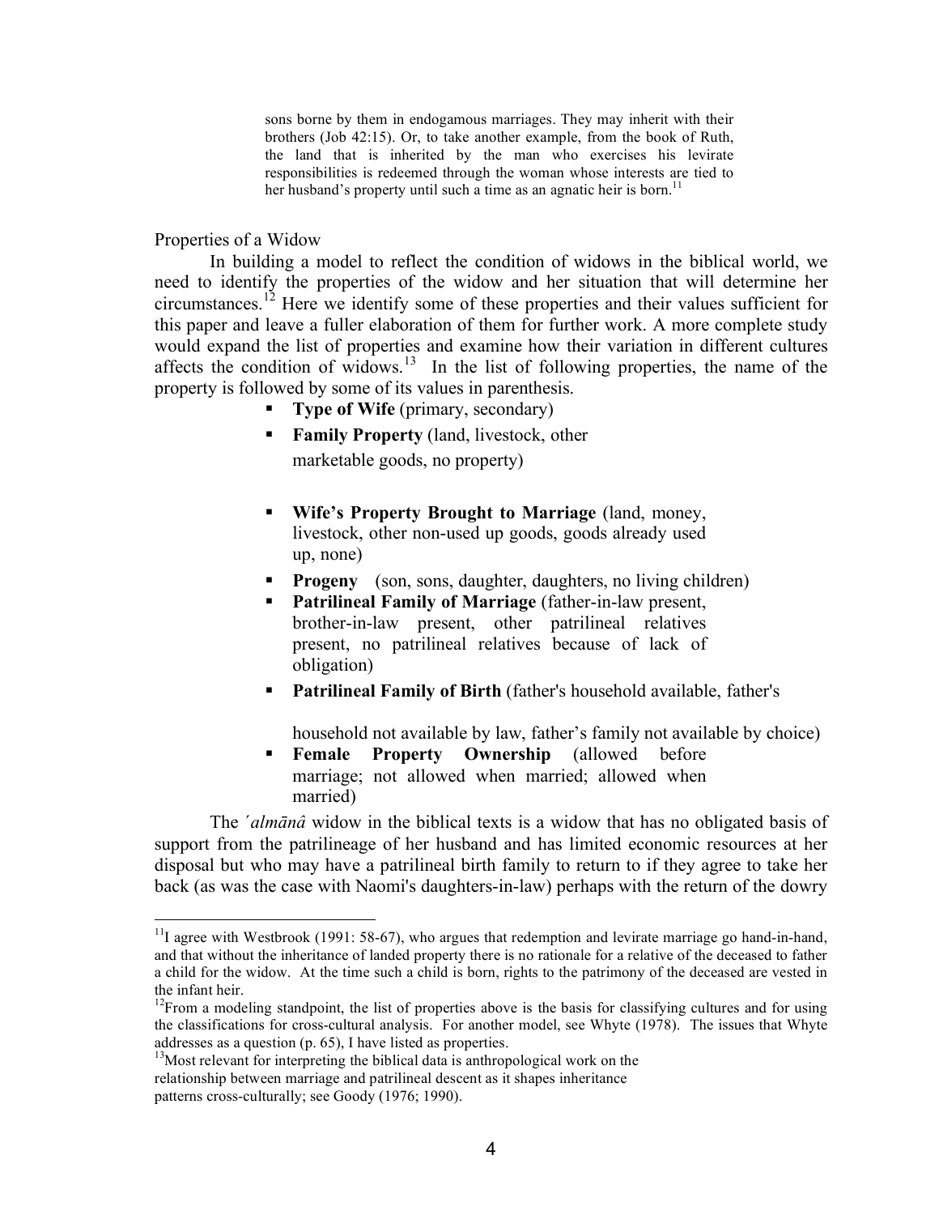> sons borne by them in endogamous marriages. They may inherit with their brothers (Job 42:15). Or, to take another example, from the book of Ruth, the land that is inherited by the man who exercises his levirate responsibilities is redeemed through the woman whose interests are tied to her husband's property until such a time as an agnatic heir is born.[11]

## Properties of a Widow

In building a model to reflect the condition of widows in the biblical world, we need to identify the properties of the widow and her situation that will determine her circumstances.[12] Here we identify some of these properties and their values sufficient for this paper and leave a fuller elaboration of them for further work. A more complete study would expand the list of properties and examine how their variation in different cultures affects the condition of widows.[13] In the list of following properties, the name of the property is followed by some of its values in parenthesis.

- **Type of Wife** (primary, secondary)
- **Family Property** (land, livestock, other marketable goods, no property)
- **Wife's Property Brought to Marriage** (land, money, livestock, other non-used up goods, goods already used up, none)
- **Progeny** (son, sons, daughter, daughters, no living children)
- **Patrilineal Family of Marriage** (father-in-law present, brother-in-law present, other patrilineal relatives present, no patrilineal relatives because of lack of obligation)
- **Patrilineal Family of Birth** (father's household available, father's household not available by law, father's family not available by choice)
- **Female Property Ownership** (allowed before marriage; not allowed when married; allowed when married)

The *´almānâ* widow in the biblical texts is a widow that has no obligated basis of support from the patrilineage of her husband and has limited economic resources at her disposal but who may have a patrilineal birth family to return to if they agree to take her back (as was the case with Naomi's daughters-in-law) perhaps with the return of the dowry

---

[11] I agree with Westbrook (1991: 58-67), who argues that redemption and levirate marriage go hand-in-hand, and that without the inheritance of landed property there is no rationale for a relative of the deceased to father a child for the widow. At the time such a child is born, rights to the patrimony of the deceased are vested in the infant heir.

[12] From a modeling standpoint, the list of properties above is the basis for classifying cultures and for using the classifications for cross-cultural analysis. For another model, see Whyte (1978). The issues that Whyte addresses as a question (p. 65), I have listed as properties.

[13] Most relevant for interpreting the biblical data is anthropological work on the relationship between marriage and patrilineal descent as it shapes inheritance patterns cross-culturally; see Goody (1976; 1990).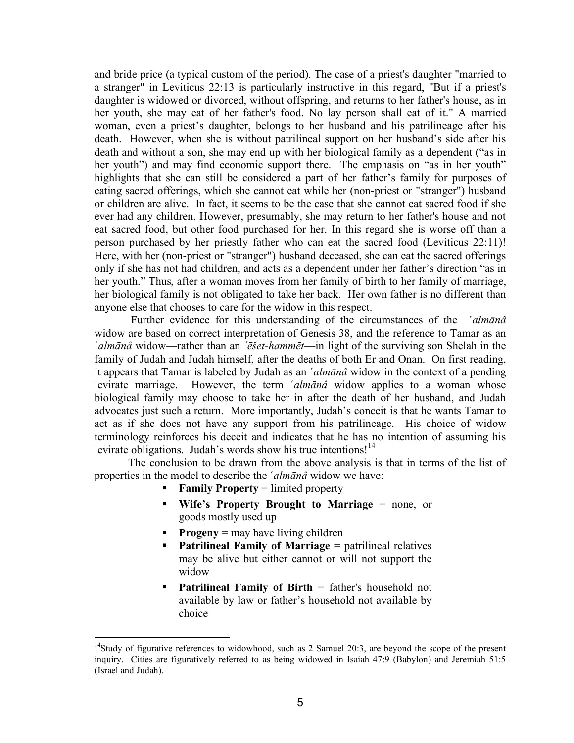and bride price (a typical custom of the period). The case of a priest's daughter "married to a stranger" in Leviticus 22:13 is particularly instructive in this regard, "But if a priest's daughter is widowed or divorced, without offspring, and returns to her father's house, as in her youth, she may eat of her father's food. No lay person shall eat of it." A married woman, even a priest's daughter, belongs to her husband and his patrilineage after his death. However, when she is without patrilineal support on her husband's side after his death and without a son, she may end up with her biological family as a dependent ("as in her youth") and may find economic support there. The emphasis on "as in her youth" highlights that she can still be considered a part of her father's family for purposes of eating sacred offerings, which she cannot eat while her (non-priest or "stranger") husband or children are alive. In fact, it seems to be the case that she cannot eat sacred food if she ever had any children. However, presumably, she may return to her father's house and not eat sacred food, but other food purchased for her. In this regard she is worse off than a person purchased by her priestly father who can eat the sacred food (Leviticus 22:11)! Here, with her (non-priest or "stranger") husband deceased, she can eat the sacred offerings only if she has not had children, and acts as a dependent under her father's direction "as in her youth." Thus, after a woman moves from her family of birth to her family of marriage, her biological family is not obligated to take her back. Her own father is no different than anyone else that chooses to care for the widow in this respect.

Further evidence for this understanding of the circumstances of the *ʹalmānâ* widow are based on correct interpretation of Genesis 38, and the reference to Tamar as an *ʹalmānâ* widow—rather than an *ʹēšet-hammēt*—in light of the surviving son Shelah in the family of Judah and Judah himself, after the deaths of both Er and Onan. On first reading, it appears that Tamar is labeled by Judah as an *ʹalmānâ* widow in the context of a pending levirate marriage. However, the term *ʹalmānâ* widow applies to a woman whose biological family may choose to take her in after the death of her husband, and Judah advocates just such a return. More importantly, Judah's conceit is that he wants Tamar to act as if she does not have any support from his patrilineage. His choice of widow terminology reinforces his deceit and indicates that he has no intention of assuming his levirate obligations. Judah's words show his true intentions![14]

The conclusion to be drawn from the above analysis is that in terms of the list of properties in the model to describe the *ʹalmānâ* widow we have:

- **Family Property** = limited property
- **Wife's Property Brought to Marriage** = none, or goods mostly used up
- **Progeny** = may have living children
- **Patrilineal Family of Marriage** = patrilineal relatives may be alive but either cannot or will not support the widow
- **Patrilineal Family of Birth** = father's household not available by law or father's household not available by choice

---

[14]Study of figurative references to widowhood, such as 2 Samuel 20:3, are beyond the scope of the present inquiry. Cities are figuratively referred to as being widowed in Isaiah 47:9 (Babylon) and Jeremiah 51:5 (Israel and Judah).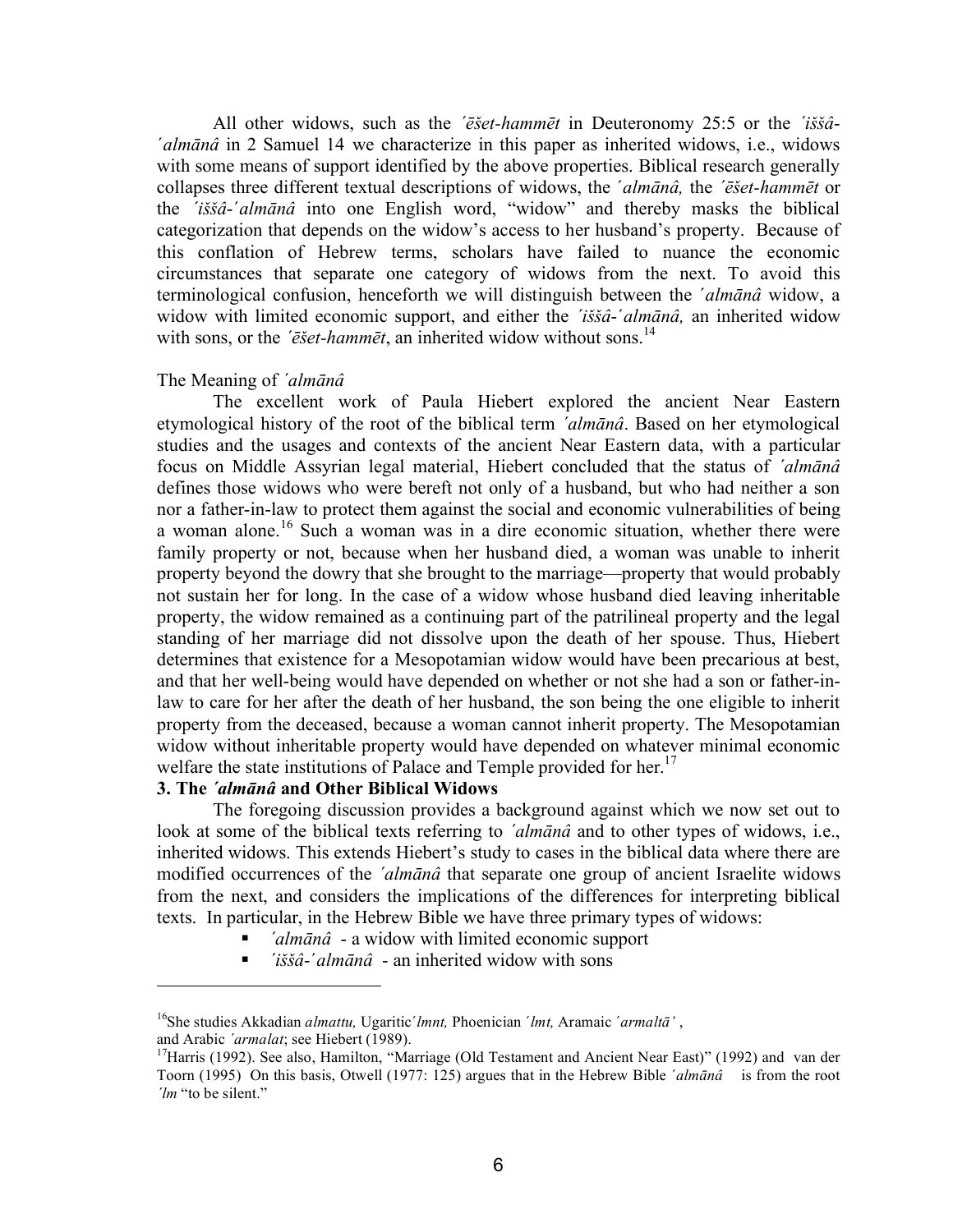All other widows, such as the *ʹēšet-hammēt* in Deuteronomy 25:5 or the *ʹiššâ-ʹalmānâ* in 2 Samuel 14 we characterize in this paper as inherited widows, i.e., widows with some means of support identified by the above properties. Biblical research generally collapses three different textual descriptions of widows, the *ʹalmānâ,* the *ʹēšet-hammēt* or the *ʹiššâ-ʹalmānâ* into one English word, "widow" and thereby masks the biblical categorization that depends on the widow's access to her husband's property. Because of this conflation of Hebrew terms, scholars have failed to nuance the economic circumstances that separate one category of widows from the next. To avoid this terminological confusion, henceforth we will distinguish between the *ʹalmānâ* widow, a widow with limited economic support, and either the *ʹiššâ-ʹalmānâ,* an inherited widow with sons, or the *ʹēšet-hammēt*, an inherited widow without sons.[14]

The Meaning of *ʹalmānâ*

The excellent work of Paula Hiebert explored the ancient Near Eastern etymological history of the root of the biblical term *ʹalmānâ*. Based on her etymological studies and the usages and contexts of the ancient Near Eastern data, with a particular focus on Middle Assyrian legal material, Hiebert concluded that the status of *ʹalmānâ* defines those widows who were bereft not only of a husband, but who had neither a son nor a father-in-law to protect them against the social and economic vulnerabilities of being a woman alone.[16] Such a woman was in a dire economic situation, whether there were family property or not, because when her husband died, a woman was unable to inherit property beyond the dowry that she brought to the marriage—property that would probably not sustain her for long. In the case of a widow whose husband died leaving inheritable property, the widow remained as a continuing part of the patrilineal property and the legal standing of her marriage did not dissolve upon the death of her spouse. Thus, Hiebert determines that existence for a Mesopotamian widow would have been precarious at best, and that her well-being would have depended on whether or not she had a son or father-in-law to care for her after the death of her husband, the son being the one eligible to inherit property from the deceased, because a woman cannot inherit property. The Mesopotamian widow without inheritable property would have depended on whatever minimal economic welfare the state institutions of Palace and Temple provided for her.[17]

### 3. The *ʹalmānâ* and Other Biblical Widows

The foregoing discussion provides a background against which we now set out to look at some of the biblical texts referring to *ʹalmānâ* and to other types of widows, i.e., inherited widows. This extends Hiebert's study to cases in the biblical data where there are modified occurrences of the *ʹalmānâ* that separate one group of ancient Israelite widows from the next, and considers the implications of the differences for interpreting biblical texts. In particular, in the Hebrew Bible we have three primary types of widows:

- *ʹalmānâ* - a widow with limited economic support
- *ʹiššâ-ʹalmānâ* - an inherited widow with sons

---

[16] She studies Akkadian *almattu,* Ugaritic *ʹlmnt,* Phoenician *ʹlmt,* Aramaic *ʹarmaltāʹ* , and Arabic *ʹarmalat*; see Hiebert (1989).

[17] Harris (1992). See also, Hamilton, "Marriage (Old Testament and Ancient Near East)" (1992) and van der Toorn (1995) On this basis, Otwell (1977: 125) argues that in the Hebrew Bible *ʹalmānâ* is from the root *ʹlm* "to be silent."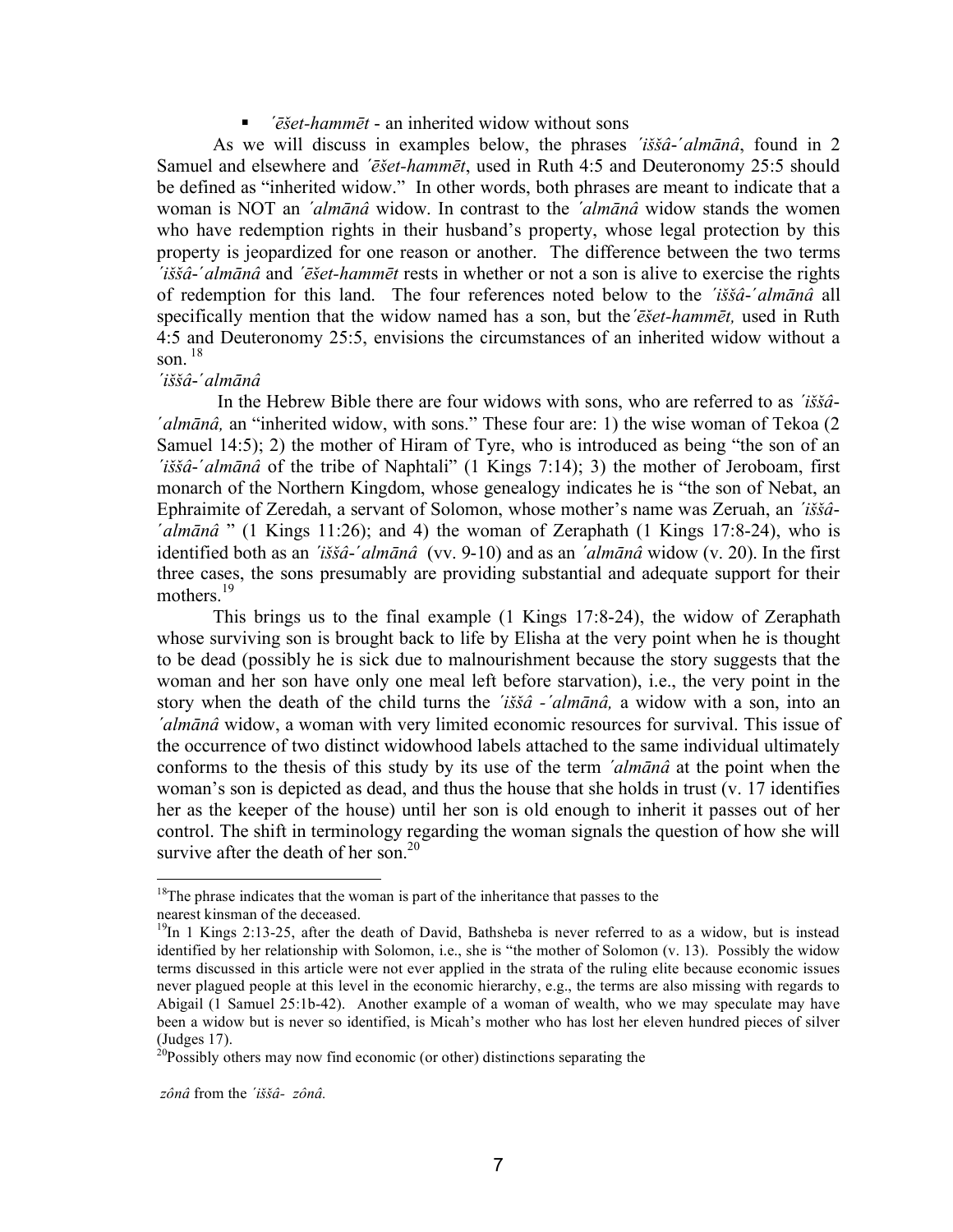- *ʹēšet-hammēt* - an inherited widow without sons

As we will discuss in examples below, the phrases *ʹiššâ-ʹalmānâ*, found in 2 Samuel and elsewhere and *ʹēšet-hammēt*, used in Ruth 4:5 and Deuteronomy 25:5 should be defined as "inherited widow." In other words, both phrases are meant to indicate that a woman is NOT an *ʹalmānâ* widow. In contrast to the *ʹalmānâ* widow stands the women who have redemption rights in their husband's property, whose legal protection by this property is jeopardized for one reason or another. The difference between the two terms *ʹiššâ-ʹalmānâ* and *ʹēšet-hammēt* rests in whether or not a son is alive to exercise the rights of redemption for this land. The four references noted below to the *ʹiššâ-ʹalmānâ* all specifically mention that the widow named has a son, but the *ʹēšet-hammēt,* used in Ruth 4:5 and Deuteronomy 25:5, envisions the circumstances of an inherited widow without a son. [18]

*ʹiššâ-ʹalmānâ*

In the Hebrew Bible there are four widows with sons, who are referred to as *ʹiššâ-ʹalmānâ,* an "inherited widow, with sons." These four are: 1) the wise woman of Tekoa (2 Samuel 14:5); 2) the mother of Hiram of Tyre, who is introduced as being "the son of an *ʹiššâ-ʹalmānâ* of the tribe of Naphtali" (1 Kings 7:14); 3) the mother of Jeroboam, first monarch of the Northern Kingdom, whose genealogy indicates he is "the son of Nebat, an Ephraimite of Zeredah, a servant of Solomon, whose mother's name was Zeruah, an *ʹiššâ-ʹalmānâ* " (1 Kings 11:26); and 4) the woman of Zeraphath (1 Kings 17:8-24), who is identified both as an *ʹiššâ-ʹalmānâ* (vv. 9-10) and as an *ʹalmānâ* widow (v. 20). In the first three cases, the sons presumably are providing substantial and adequate support for their mothers.[19]

This brings us to the final example (1 Kings 17:8-24), the widow of Zeraphath whose surviving son is brought back to life by Elisha at the very point when he is thought to be dead (possibly he is sick due to malnourishment because the story suggests that the woman and her son have only one meal left before starvation), i.e., the very point in the story when the death of the child turns the *ʹiššâ -ʹalmānâ,* a widow with a son, into an *ʹalmānâ* widow, a woman with very limited economic resources for survival. This issue of the occurrence of two distinct widowhood labels attached to the same individual ultimately conforms to the thesis of this study by its use of the term *ʹalmānâ* at the point when the woman's son is depicted as dead, and thus the house that she holds in trust (v. 17 identifies her as the keeper of the house) until her son is old enough to inherit it passes out of her control. The shift in terminology regarding the woman signals the question of how she will survive after the death of her son.[20]

---

[18] The phrase indicates that the woman is part of the inheritance that passes to the nearest kinsman of the deceased.

[19] In 1 Kings 2:13-25, after the death of David, Bathsheba is never referred to as a widow, but is instead identified by her relationship with Solomon, i.e., she is "the mother of Solomon (v. 13). Possibly the widow terms discussed in this article were not ever applied in the strata of the ruling elite because economic issues never plagued people at this level in the economic hierarchy, e.g., the terms are also missing with regards to Abigail (1 Samuel 25:1b-42). Another example of a woman of wealth, who we may speculate may have been a widow but is never so identified, is Micah's mother who has lost her eleven hundred pieces of silver (Judges 17).

[20] Possibly others may now find economic (or other) distinctions separating the

*zônâ* from the *ʹiššâ- zônâ.*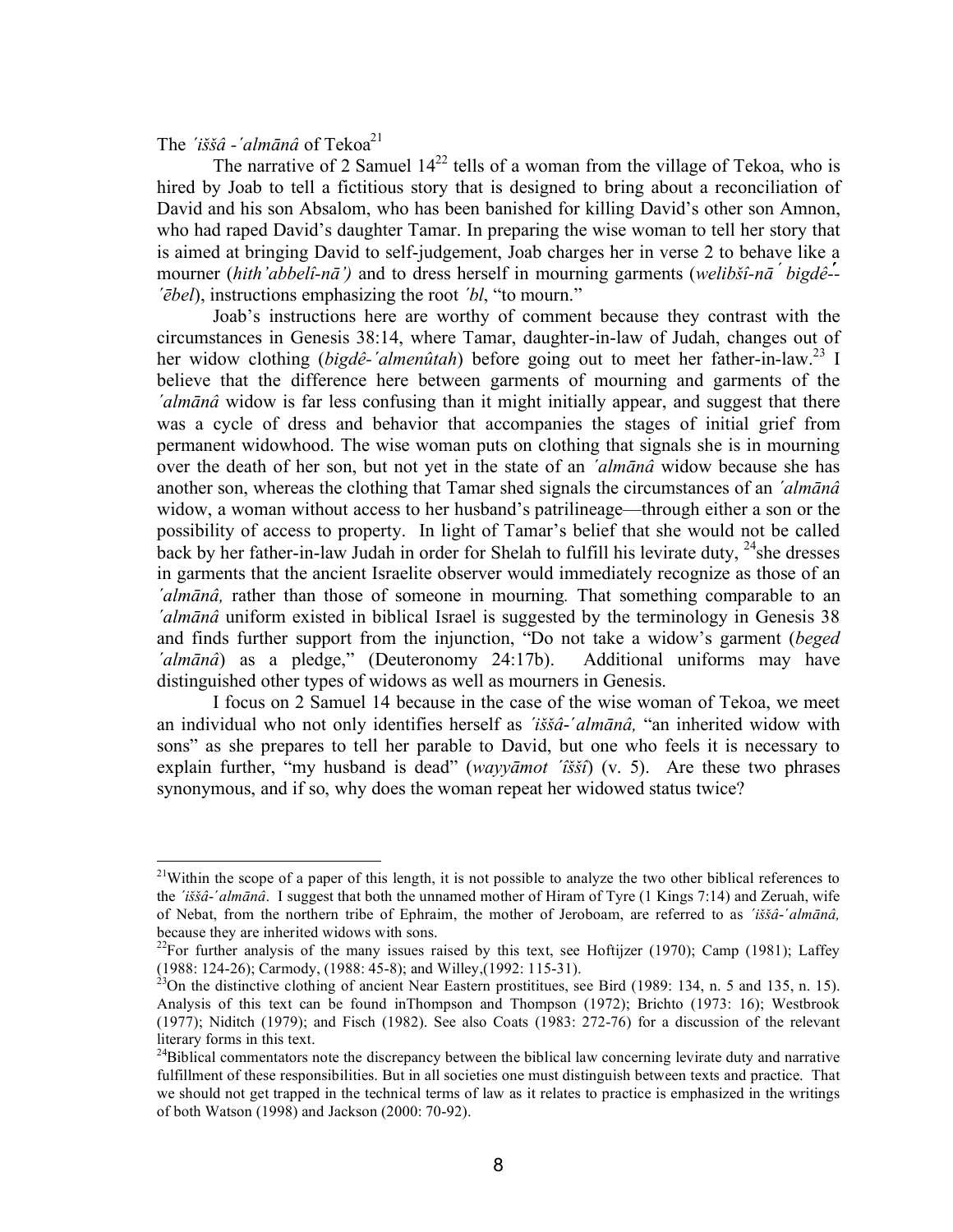The *ʾiššâ -ʾalmānâ* of Tekoa[21]

The narrative of 2 Samuel 14[22] tells of a woman from the village of Tekoa, who is hired by Joab to tell a fictitious story that is designed to bring about a reconciliation of David and his son Absalom, who has been banished for killing David's other son Amnon, who had raped David's daughter Tamar. In preparing the wise woman to tell her story that is aimed at bringing David to self-judgement, Joab charges her in verse 2 to behave like a mourner (*hith'abbelî-nā')* and to dress herself in mourning garments (*welibšî-nāʾ bigdê-ʾēbel*), instructions emphasizing the root *ʾbl*, "to mourn."

Joab's instructions here are worthy of comment because they contrast with the circumstances in Genesis 38:14, where Tamar, daughter-in-law of Judah, changes out of her widow clothing (*bigdê-ʾalmenûtah*) before going out to meet her father-in-law.[23] I believe that the difference here between garments of mourning and garments of the *ʾalmānâ* widow is far less confusing than it might initially appear, and suggest that there was a cycle of dress and behavior that accompanies the stages of initial grief from permanent widowhood. The wise woman puts on clothing that signals she is in mourning over the death of her son, but not yet in the state of an *ʾalmānâ* widow because she has another son, whereas the clothing that Tamar shed signals the circumstances of an *ʾalmānâ* widow, a woman without access to her husband's patrilineage—through either a son or the possibility of access to property. In light of Tamar's belief that she would not be called back by her father-in-law Judah in order for Shelah to fulfill his levirate duty, [24]she dresses in garments that the ancient Israelite observer would immediately recognize as those of an *ʾalmānâ,* rather than those of someone in mourning. That something comparable to an *ʾalmānâ* uniform existed in biblical Israel is suggested by the terminology in Genesis 38 and finds further support from the injunction, "Do not take a widow's garment (*beged ʾalmānâ*) as a pledge," (Deuteronomy 24:17b). Additional uniforms may have distinguished other types of widows as well as mourners in Genesis.

I focus on 2 Samuel 14 because in the case of the wise woman of Tekoa, we meet an individual who not only identifies herself as *ʾiššâ-ʾalmānâ,* "an inherited widow with sons" as she prepares to tell her parable to David, but one who feels it is necessary to explain further, "my husband is dead" (*wayyāmot ʾîšší*) (v. 5). Are these two phrases synonymous, and if so, why does the woman repeat her widowed status twice?

---

[21]Within the scope of a paper of this length, it is not possible to analyze the two other biblical references to the *ʾiššâ-ʾalmānâ*. I suggest that both the unnamed mother of Hiram of Tyre (1 Kings 7:14) and Zeruah, wife of Nebat, from the northern tribe of Ephraim, the mother of Jeroboam, are referred to as *ʾiššâ-ʾalmānâ,* because they are inherited widows with sons.

[22]For further analysis of the many issues raised by this text, see Hoftijzer (1970); Camp (1981); Laffey (1988: 124-26); Carmody, (1988: 45-8); and Willey,(1992: 115-31).

[23]On the distinctive clothing of ancient Near Eastern prostitutes, see Bird (1989: 134, n. 5 and 135, n. 15). Analysis of this text can be found inThompson and Thompson (1972); Brichto (1973: 16); Westbrook (1977); Niditch (1979); and Fisch (1982). See also Coats (1983: 272-76) for a discussion of the relevant literary forms in this text.

[24]Biblical commentators note the discrepancy between the biblical law concerning levirate duty and narrative fulfillment of these responsibilities. But in all societies one must distinguish between texts and practice. That we should not get trapped in the technical terms of law as it relates to practice is emphasized in the writings of both Watson (1998) and Jackson (2000: 70-92).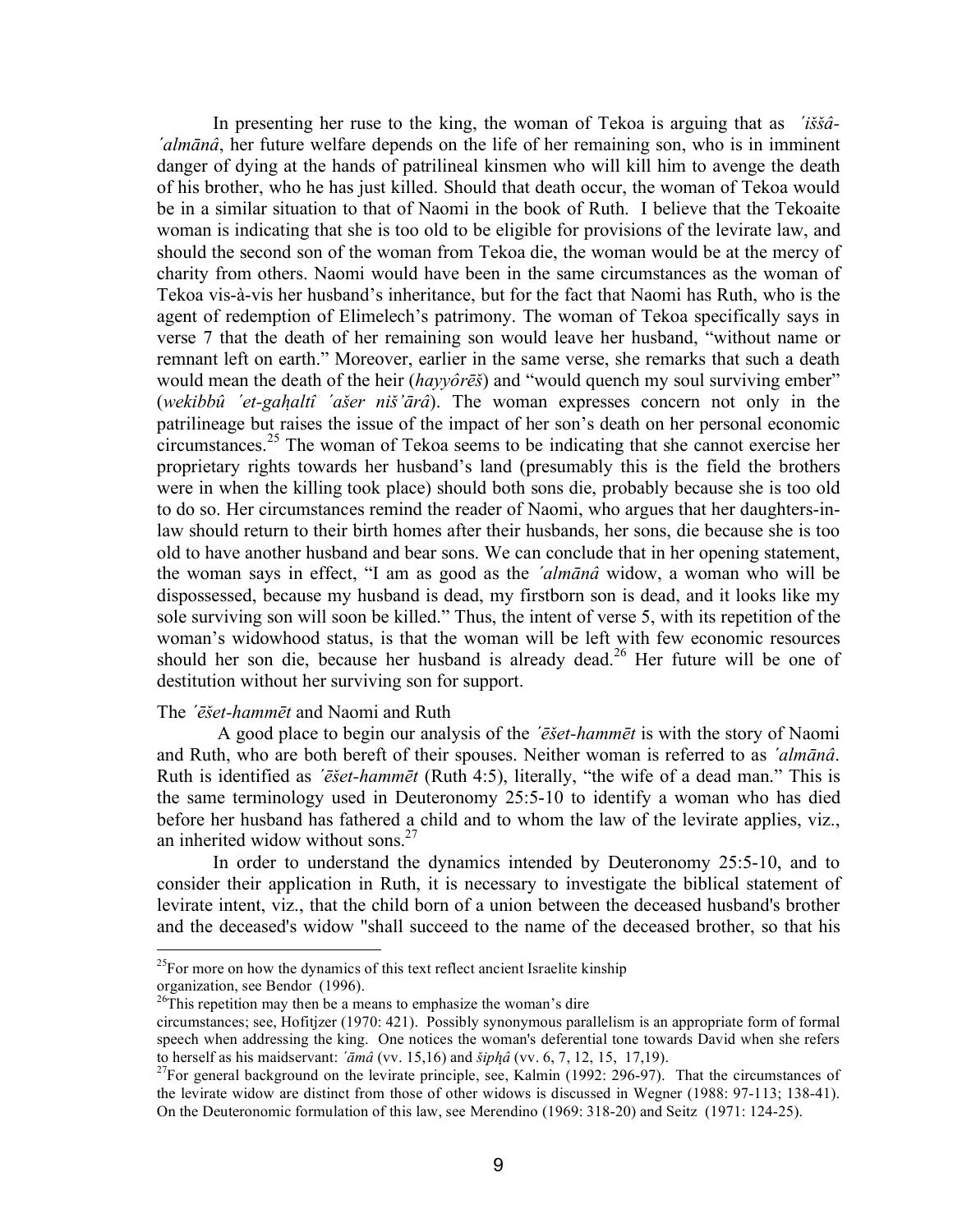In presenting her ruse to the king, the woman of Tekoa is arguing that as *ʾiššâ-ʾalmānâ*, her future welfare depends on the life of her remaining son, who is in imminent danger of dying at the hands of patrilineal kinsmen who will kill him to avenge the death of his brother, who he has just killed. Should that death occur, the woman of Tekoa would be in a similar situation to that of Naomi in the book of Ruth. I believe that the Tekoaite woman is indicating that she is too old to be eligible for provisions of the levirate law, and should the second son of the woman from Tekoa die, the woman would be at the mercy of charity from others. Naomi would have been in the same circumstances as the woman of Tekoa vis-à-vis her husband's inheritance, but for the fact that Naomi has Ruth, who is the agent of redemption of Elimelech's patrimony. The woman of Tekoa specifically says in verse 7 that the death of her remaining son would leave her husband, "without name or remnant left on earth." Moreover, earlier in the same verse, she remarks that such a death would mean the death of the heir (*hayyôrēš*) and "would quench my soul surviving ember" (*wekibbû ʾet-gaḥaltî ʾašer nišʾārâ*). The woman expresses concern not only in the patrilineage but raises the issue of the impact of her son's death on her personal economic circumstances.[25] The woman of Tekoa seems to be indicating that she cannot exercise her proprietary rights towards her husband's land (presumably this is the field the brothers were in when the killing took place) should both sons die, probably because she is too old to do so. Her circumstances remind the reader of Naomi, who argues that her daughters-in-law should return to their birth homes after their husbands, her sons, die because she is too old to have another husband and bear sons. We can conclude that in her opening statement, the woman says in effect, "I am as good as the *ʾalmānâ* widow, a woman who will be dispossessed, because my husband is dead, my firstborn son is dead, and it looks like my sole surviving son will soon be killed." Thus, the intent of verse 5, with its repetition of the woman's widowhood status, is that the woman will be left with few economic resources should her son die, because her husband is already dead.[26] Her future will be one of destitution without her surviving son for support.

The *ʾēšet-hammēt* and Naomi and Ruth

A good place to begin our analysis of the *ʾēšet-hammēt* is with the story of Naomi and Ruth, who are both bereft of their spouses. Neither woman is referred to as *ʾalmānâ*. Ruth is identified as *ʾēšet-hammēt* (Ruth 4:5), literally, "the wife of a dead man." This is the same terminology used in Deuteronomy 25:5-10 to identify a woman who has died before her husband has fathered a child and to whom the law of the levirate applies, viz., an inherited widow without sons.[27]

In order to understand the dynamics intended by Deuteronomy 25:5-10, and to consider their application in Ruth, it is necessary to investigate the biblical statement of levirate intent, viz., that the child born of a union between the deceased husband's brother and the deceased's widow "shall succeed to the name of the deceased brother, so that his

---

[25] For more on how the dynamics of this text reflect ancient Israelite kinship organization, see Bendor (1996).

[26] This repetition may then be a means to emphasize the woman's dire circumstances; see, Hofitjzer (1970: 421). Possibly synonymous parallelism is an appropriate form of formal speech when addressing the king. One notices the woman's deferential tone towards David when she refers to herself as his maidservant: *ʾāmâ* (vv. 15,16) and *šipḥâ* (vv. 6, 7, 12, 15, 17,19).

[27] For general background on the levirate principle, see, Kalmin (1992: 296-97). That the circumstances of the levirate widow are distinct from those of other widows is discussed in Wegner (1988: 97-113; 138-41). On the Deuteronomic formulation of this law, see Merendino (1969: 318-20) and Seitz (1971: 124-25).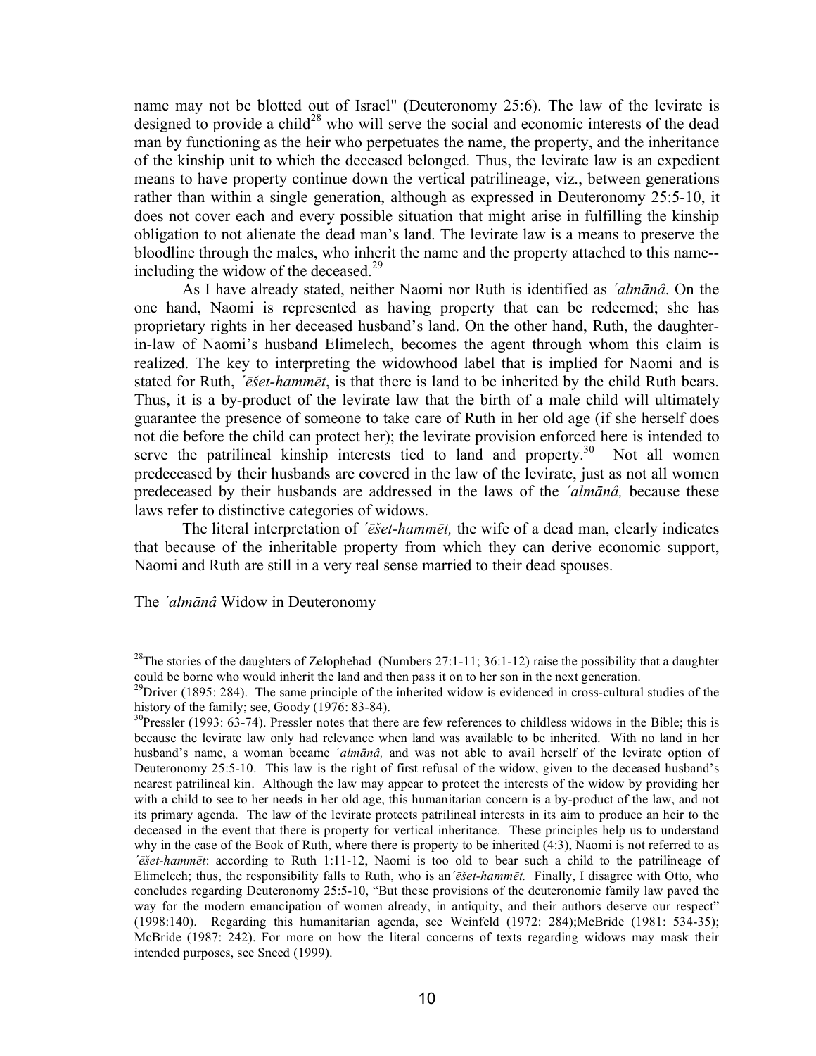name may not be blotted out of Israel" (Deuteronomy 25:6). The law of the levirate is designed to provide a child[28] who will serve the social and economic interests of the dead man by functioning as the heir who perpetuates the name, the property, and the inheritance of the kinship unit to which the deceased belonged. Thus, the levirate law is an expedient means to have property continue down the vertical patrilineage, viz., between generations rather than within a single generation, although as expressed in Deuteronomy 25:5-10, it does not cover each and every possible situation that might arise in fulfilling the kinship obligation to not alienate the dead man's land. The levirate law is a means to preserve the bloodline through the males, who inherit the name and the property attached to this name--including the widow of the deceased.[29]

As I have already stated, neither Naomi nor Ruth is identified as *ʾalmānâ*. On the one hand, Naomi is represented as having property that can be redeemed; she has proprietary rights in her deceased husband's land. On the other hand, Ruth, the daughter-in-law of Naomi's husband Elimelech, becomes the agent through whom this claim is realized. The key to interpreting the widowhood label that is implied for Naomi and is stated for Ruth, *ʾēšet-hammēt*, is that there is land to be inherited by the child Ruth bears. Thus, it is a by-product of the levirate law that the birth of a male child will ultimately guarantee the presence of someone to take care of Ruth in her old age (if she herself does not die before the child can protect her); the levirate provision enforced here is intended to serve the patrilineal kinship interests tied to land and property.[30] Not all women predeceased by their husbands are covered in the law of the levirate, just as not all women predeceased by their husbands are addressed in the laws of the *ʾalmānâ,* because these laws refer to distinctive categories of widows.

The literal interpretation of *ʾēšet-hammēt,* the wife of a dead man, clearly indicates that because of the inheritable property from which they can derive economic support, Naomi and Ruth are still in a very real sense married to their dead spouses.

## The *ʾalmānâ* Widow in Deuteronomy

---

[28] The stories of the daughters of Zelophehad (Numbers 27:1-11; 36:1-12) raise the possibility that a daughter could be borne who would inherit the land and then pass it on to her son in the next generation.

[29] Driver (1895: 284). The same principle of the inherited widow is evidenced in cross-cultural studies of the history of the family; see, Goody (1976: 83-84).

[30] Pressler (1993: 63-74). Pressler notes that there are few references to childless widows in the Bible; this is because the levirate law only had relevance when land was available to be inherited. With no land in her husband's name, a woman became *ʾalmānâ,* and was not able to avail herself of the levirate option of Deuteronomy 25:5-10. This law is the right of first refusal of the widow, given to the deceased husband's nearest patrilineal kin. Although the law may appear to protect the interests of the widow by providing her with a child to see to her needs in her old age, this humanitarian concern is a by-product of the law, and not its primary agenda. The law of the levirate protects patrilineal interests in its aim to produce an heir to the deceased in the event that there is property for vertical inheritance. These principles help us to understand why in the case of the Book of Ruth, where there is property to be inherited (4:3), Naomi is not referred to as *ʾēšet-hammēt*: according to Ruth 1:11-12, Naomi is too old to bear such a child to the patrilineage of Elimelech; thus, the responsibility falls to Ruth, who is an *ʾēšet-hammēt.* Finally, I disagree with Otto, who concludes regarding Deuteronomy 25:5-10, "But these provisions of the deuteronomic family law paved the way for the modern emancipation of women already, in antiquity, and their authors deserve our respect" (1998:140). Regarding this humanitarian agenda, see Weinfeld (1972: 284);McBride (1981: 534-35); McBride (1987: 242). For more on how the literal concerns of texts regarding widows may mask their intended purposes, see Sneed (1999).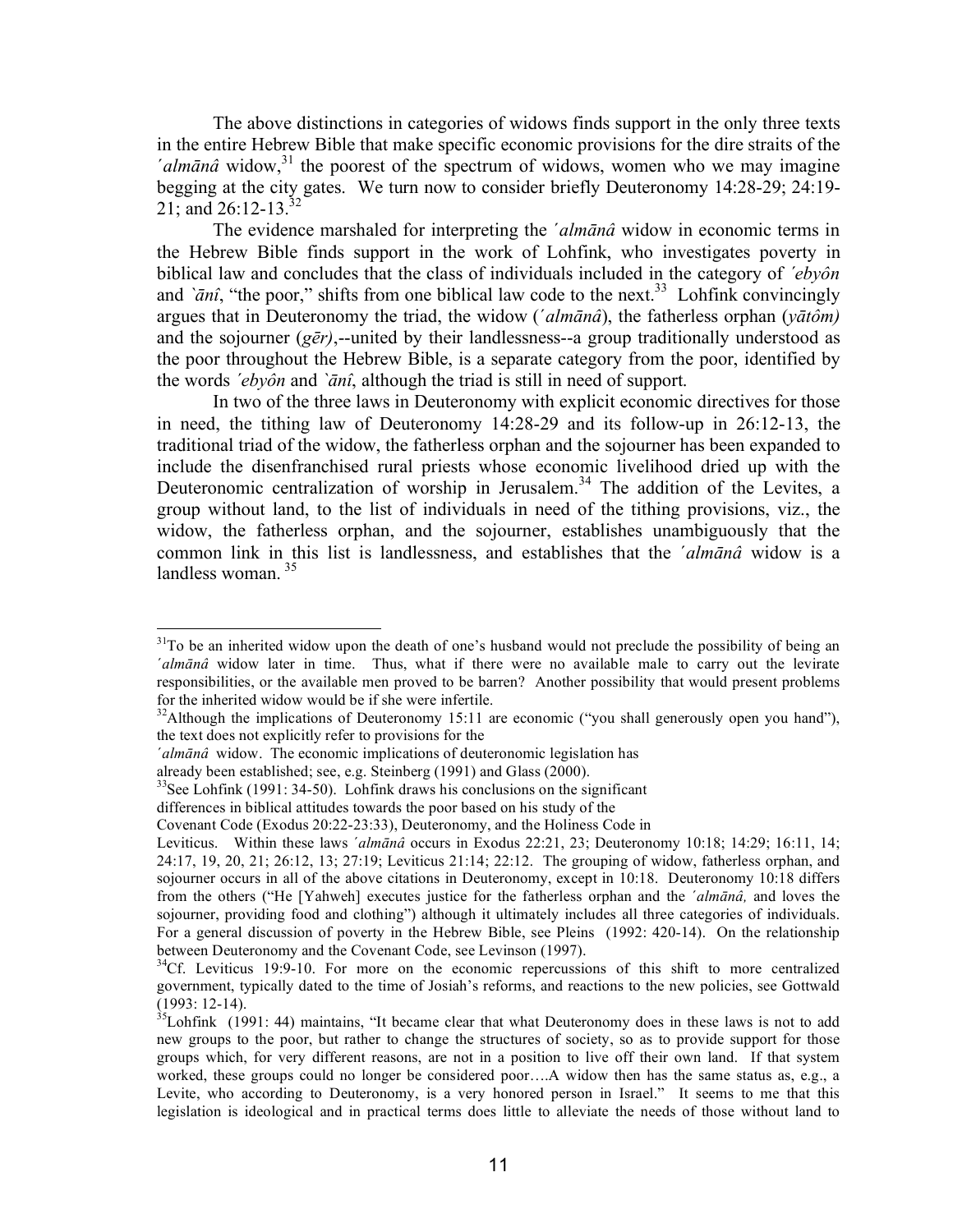The above distinctions in categories of widows finds support in the only three texts in the entire Hebrew Bible that make specific economic provisions for the dire straits of the *´almānâ* widow,[31] the poorest of the spectrum of widows, women who we may imagine begging at the city gates. We turn now to consider briefly Deuteronomy 14:28-29; 24:19-21; and 26:12-13.[32]

The evidence marshaled for interpreting the *´almānâ* widow in economic terms in the Hebrew Bible finds support in the work of Lohfink, who investigates poverty in biblical law and concludes that the class of individuals included in the category of *´ebyôn* and *`ānî*, "the poor," shifts from one biblical law code to the next.[33] Lohfink convincingly argues that in Deuteronomy the triad, the widow (*´almānâ*), the fatherless orphan (*yātôm)* and the sojourner (*gēr)*,--united by their landlessness--a group traditionally understood as the poor throughout the Hebrew Bible, is a separate category from the poor, identified by the words *´ebyôn* and *`ānî*, although the triad is still in need of support.

In two of the three laws in Deuteronomy with explicit economic directives for those in need, the tithing law of Deuteronomy 14:28-29 and its follow-up in 26:12-13, the traditional triad of the widow, the fatherless orphan and the sojourner has been expanded to include the disenfranchised rural priests whose economic livelihood dried up with the Deuteronomic centralization of worship in Jerusalem.[34] The addition of the Levites, a group without land, to the list of individuals in need of the tithing provisions, viz., the widow, the fatherless orphan, and the sojourner, establishes unambiguously that the common link in this list is landlessness, and establishes that the *´almānâ* widow is a landless woman.[35]

---

[31] To be an inherited widow upon the death of one's husband would not preclude the possibility of being an *´almānâ* widow later in time. Thus, what if there were no available male to carry out the levirate responsibilities, or the available men proved to be barren? Another possibility that would present problems for the inherited widow would be if she were infertile.

[32] Although the implications of Deuteronomy 15:11 are economic ("you shall generously open you hand"), the text does not explicitly refer to provisions for the *´almānâ* widow. The economic implications of deuteronomic legislation has already been established; see, e.g. Steinberg (1991) and Glass (2000).

[33] See Lohfink (1991: 34-50). Lohfink draws his conclusions on the significant differences in biblical attitudes towards the poor based on his study of the Covenant Code (Exodus 20:22-23:33), Deuteronomy, and the Holiness Code in Leviticus. Within these laws *´almānâ* occurs in Exodus 22:21, 23; Deuteronomy 10:18; 14:29; 16:11, 14; 24:17, 19, 20, 21; 26:12, 13; 27:19; Leviticus 21:14; 22:12. The grouping of widow, fatherless orphan, and sojourner occurs in all of the above citations in Deuteronomy, except in 10:18. Deuteronomy 10:18 differs from the others ("He [Yahweh] executes justice for the fatherless orphan and the *´almānâ,* and loves the sojourner, providing food and clothing") although it ultimately includes all three categories of individuals. For a general discussion of poverty in the Hebrew Bible, see Pleins (1992: 420-14). On the relationship between Deuteronomy and the Covenant Code, see Levinson (1997).

[34] Cf. Leviticus 19:9-10. For more on the economic repercussions of this shift to more centralized government, typically dated to the time of Josiah's reforms, and reactions to the new policies, see Gottwald (1993: 12-14).

[35] Lohfink (1991: 44) maintains, "It became clear that what Deuteronomy does in these laws is not to add new groups to the poor, but rather to change the structures of society, so as to provide support for those groups which, for very different reasons, are not in a position to live off their own land. If that system worked, these groups could no longer be considered poor….A widow then has the same status as, e.g., a Levite, who according to Deuteronomy, is a very honored person in Israel." It seems to me that this legislation is ideological and in practical terms does little to alleviate the needs of those without land to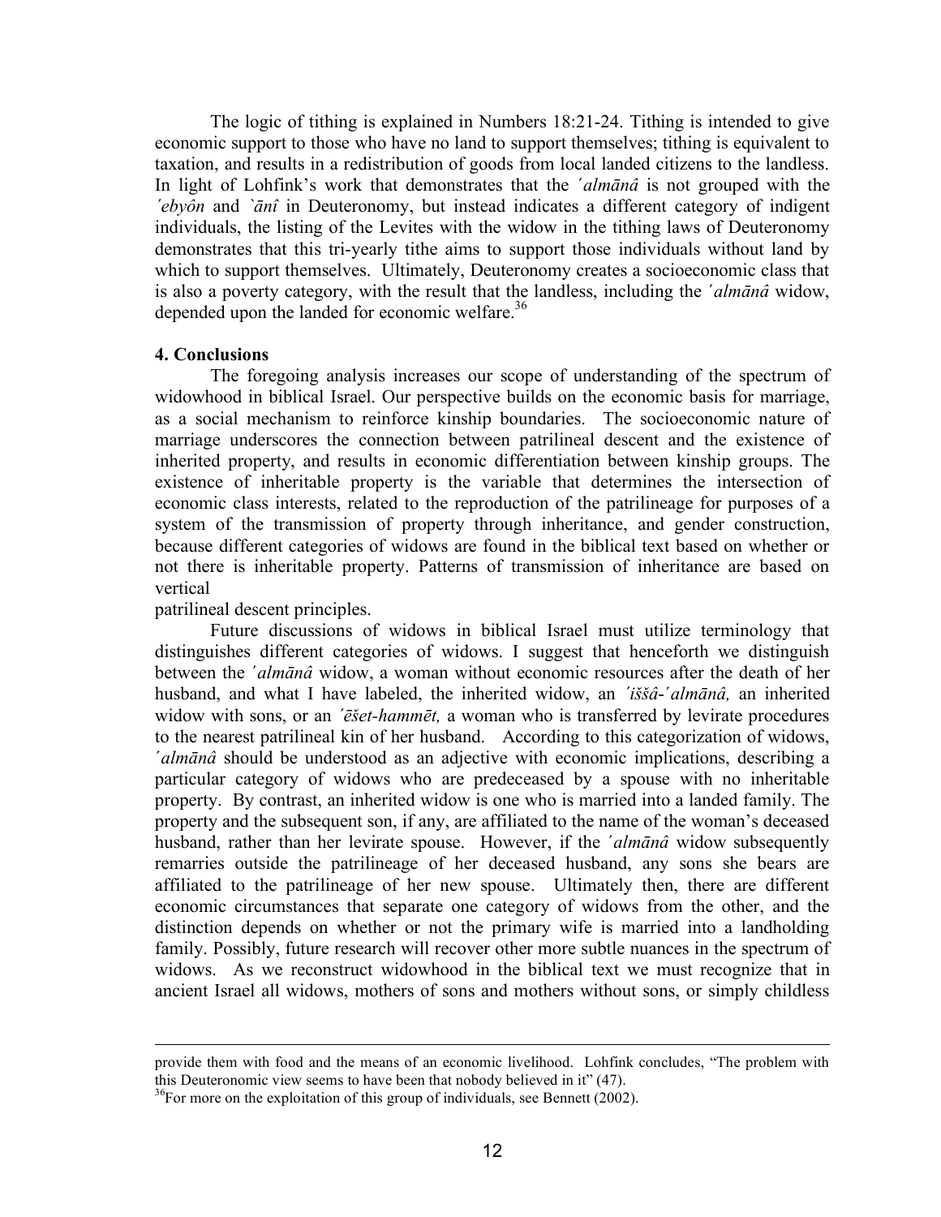The logic of tithing is explained in Numbers 18:21-24. Tithing is intended to give economic support to those who have no land to support themselves; tithing is equivalent to taxation, and results in a redistribution of goods from local landed citizens to the landless. In light of Lohfink's work that demonstrates that the *´almānâ* is not grouped with the *´ebyôn* and *`ānî* in Deuteronomy, but instead indicates a different category of indigent individuals, the listing of the Levites with the widow in the tithing laws of Deuteronomy demonstrates that this tri-yearly tithe aims to support those individuals without land by which to support themselves. Ultimately, Deuteronomy creates a socioeconomic class that is also a poverty category, with the result that the landless, including the *´almānâ* widow, depended upon the landed for economic welfare.[36]

**4. Conclusions**

The foregoing analysis increases our scope of understanding of the spectrum of widowhood in biblical Israel. Our perspective builds on the economic basis for marriage, as a social mechanism to reinforce kinship boundaries. The socioeconomic nature of marriage underscores the connection between patrilineal descent and the existence of inherited property, and results in economic differentiation between kinship groups. The existence of inheritable property is the variable that determines the intersection of economic class interests, related to the reproduction of the patrilineage for purposes of a system of the transmission of property through inheritance, and gender construction, because different categories of widows are found in the biblical text based on whether or not there is inheritable property. Patterns of transmission of inheritance are based on vertical patrilineal descent principles.

Future discussions of widows in biblical Israel must utilize terminology that distinguishes different categories of widows. I suggest that henceforth we distinguish between the *´almānâ* widow, a woman without economic resources after the death of her husband, and what I have labeled, the inherited widow, an *´iššâ-´almānâ,* an inherited widow with sons, or an *´ēšet-hammēt,* a woman who is transferred by levirate procedures to the nearest patrilineal kin of her husband. According to this categorization of widows, *´almānâ* should be understood as an adjective with economic implications, describing a particular category of widows who are predeceased by a spouse with no inheritable property. By contrast, an inherited widow is one who is married into a landed family. The property and the subsequent son, if any, are affiliated to the name of the woman's deceased husband, rather than her levirate spouse. However, if the *´almānâ* widow subsequently remarries outside the patrilineage of her deceased husband, any sons she bears are affiliated to the patrilineage of her new spouse. Ultimately then, there are different economic circumstances that separate one category of widows from the other, and the distinction depends on whether or not the primary wife is married into a landholding family. Possibly, future research will recover other more subtle nuances in the spectrum of widows. As we reconstruct widowhood in the biblical text we must recognize that in ancient Israel all widows, mothers of sons and mothers without sons, or simply childless

---

provide them with food and the means of an economic livelihood. Lohfink concludes, "The problem with this Deuteronomic view seems to have been that nobody believed in it" (47).

[36]For more on the exploitation of this group of individuals, see Bennett (2002).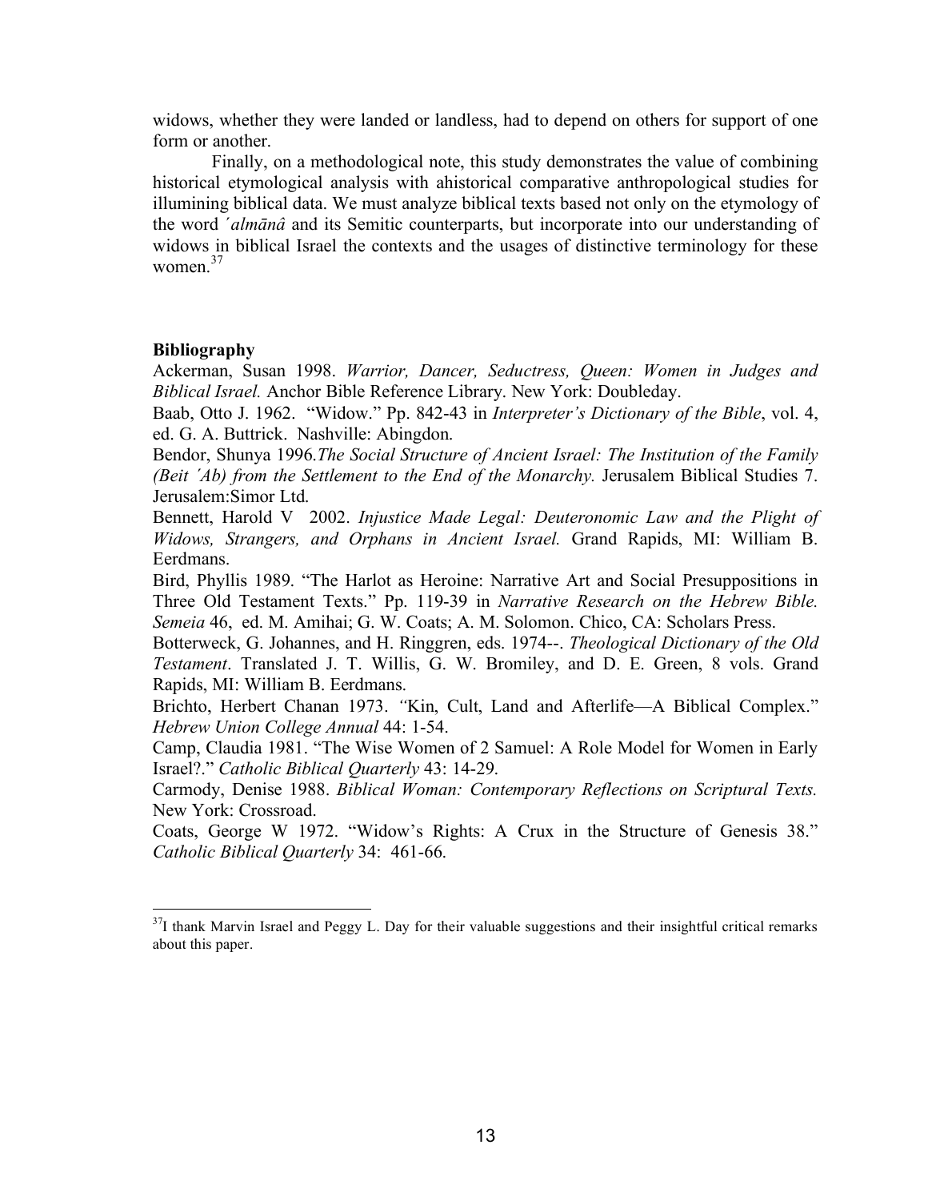widows, whether they were landed or landless, had to depend on others for support of one form or another.

Finally, on a methodological note, this study demonstrates the value of combining historical etymological analysis with ahistorical comparative anthropological studies for illumining biblical data. We must analyze biblical texts based not only on the etymology of the word *ʾalmānâ* and its Semitic counterparts, but incorporate into our understanding of widows in biblical Israel the contexts and the usages of distinctive terminology for these women.[37]

**Bibliography**

Ackerman, Susan 1998. *Warrior, Dancer, Seductress, Queen: Women in Judges and Biblical Israel.* Anchor Bible Reference Library. New York: Doubleday.

Baab, Otto J. 1962. "Widow." Pp. 842-43 in *Interpreter's Dictionary of the Bible*, vol. 4, ed. G. A. Buttrick. Nashville: Abingdon.

Bendor, Shunya 1996.*The Social Structure of Ancient Israel: The Institution of the Family (Beit ʾAb) from the Settlement to the End of the Monarchy.* Jerusalem Biblical Studies 7. Jerusalem:Simor Ltd.

Bennett, Harold V 2002. *Injustice Made Legal: Deuteronomic Law and the Plight of Widows, Strangers, and Orphans in Ancient Israel.* Grand Rapids, MI: William B. Eerdmans.

Bird, Phyllis 1989. "The Harlot as Heroine: Narrative Art and Social Presuppositions in Three Old Testament Texts." Pp. 119-39 in *Narrative Research on the Hebrew Bible. Semeia* 46, ed. M. Amihai; G. W. Coats; A. M. Solomon. Chico, CA: Scholars Press.

Botterweck, G. Johannes, and H. Ringgren, eds. 1974--. *Theological Dictionary of the Old Testament*. Translated J. T. Willis, G. W. Bromiley, and D. E. Green, 8 vols. Grand Rapids, MI: William B. Eerdmans.

Brichto, Herbert Chanan 1973. "Kin, Cult, Land and Afterlife—A Biblical Complex." *Hebrew Union College Annual* 44: 1-54.

Camp, Claudia 1981. "The Wise Women of 2 Samuel: A Role Model for Women in Early Israel?." *Catholic Biblical Quarterly* 43: 14-29.

Carmody, Denise 1988. *Biblical Woman: Contemporary Reflections on Scriptural Texts.* New York: Crossroad.

Coats, George W 1972. "Widow's Rights: A Crux in the Structure of Genesis 38." *Catholic Biblical Quarterly* 34: 461-66.

---

[37] I thank Marvin Israel and Peggy L. Day for their valuable suggestions and their insightful critical remarks about this paper.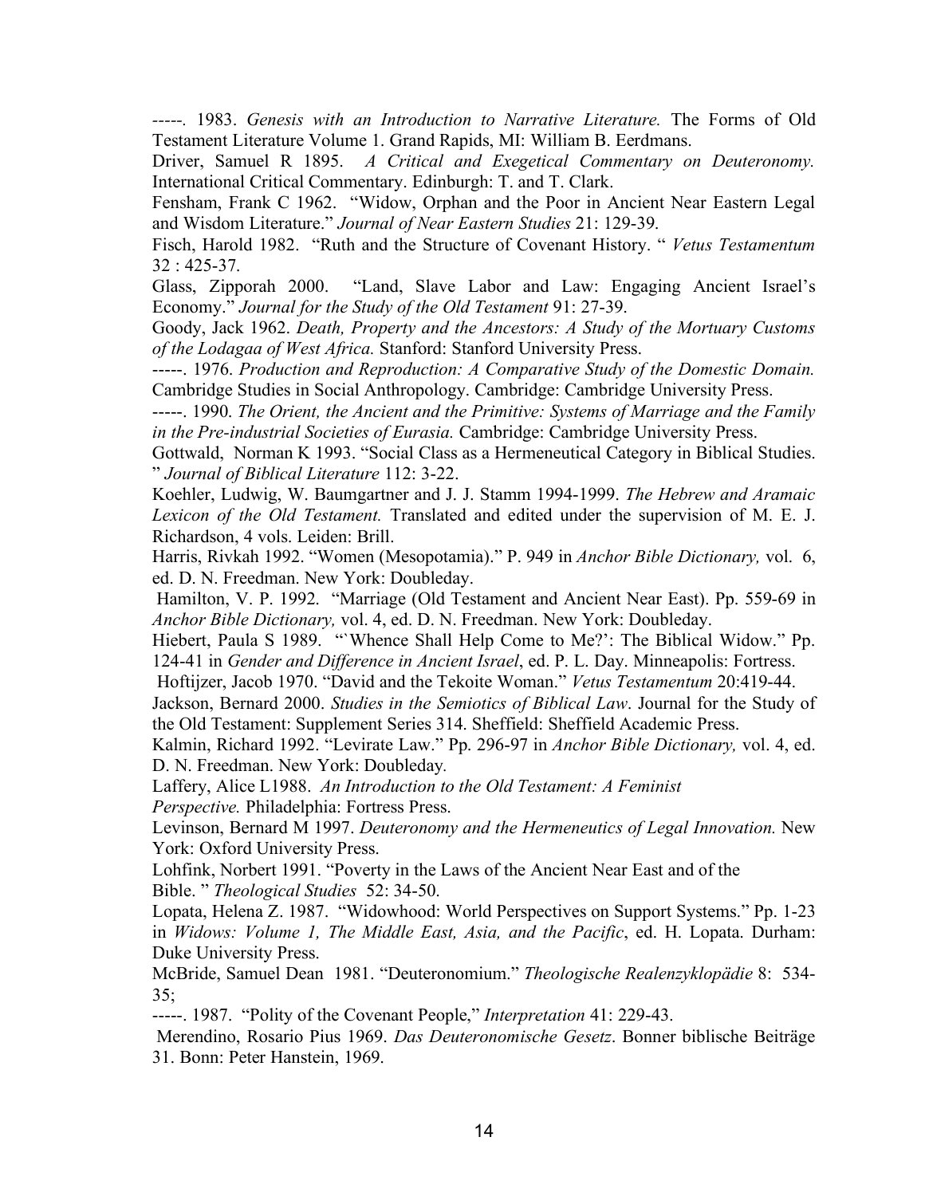-----. 1983. *Genesis with an Introduction to Narrative Literature.* The Forms of Old Testament Literature Volume 1. Grand Rapids, MI: William B. Eerdmans.

Driver, Samuel R 1895. *A Critical and Exegetical Commentary on Deuteronomy.* International Critical Commentary. Edinburgh: T. and T. Clark.

Fensham, Frank C 1962. "Widow, Orphan and the Poor in Ancient Near Eastern Legal and Wisdom Literature." *Journal of Near Eastern Studies* 21: 129-39.

Fisch, Harold 1982. "Ruth and the Structure of Covenant History. " *Vetus Testamentum* 32 : 425-37.

Glass, Zipporah 2000. "Land, Slave Labor and Law: Engaging Ancient Israel's Economy." *Journal for the Study of the Old Testament* 91: 27-39.

Goody, Jack 1962. *Death, Property and the Ancestors: A Study of the Mortuary Customs of the Lodagaa of West Africa.* Stanford: Stanford University Press.

-----. 1976. *Production and Reproduction: A Comparative Study of the Domestic Domain.* Cambridge Studies in Social Anthropology. Cambridge: Cambridge University Press.

-----. 1990. *The Orient, the Ancient and the Primitive: Systems of Marriage and the Family in the Pre-industrial Societies of Eurasia.* Cambridge: Cambridge University Press.

Gottwald, Norman K 1993. "Social Class as a Hermeneutical Category in Biblical Studies. " *Journal of Biblical Literature* 112: 3-22.

Koehler, Ludwig, W. Baumgartner and J. J. Stamm 1994-1999. *The Hebrew and Aramaic Lexicon of the Old Testament.* Translated and edited under the supervision of M. E. J. Richardson, 4 vols. Leiden: Brill.

Harris, Rivkah 1992. "Women (Mesopotamia)." P. 949 in *Anchor Bible Dictionary,* vol. 6, ed. D. N. Freedman. New York: Doubleday.

Hamilton, V. P. 1992. "Marriage (Old Testament and Ancient Near East). Pp. 559-69 in *Anchor Bible Dictionary,* vol. 4, ed. D. N. Freedman. New York: Doubleday.

Hiebert, Paula S 1989. "`Whence Shall Help Come to Me?': The Biblical Widow." Pp. 124-41 in *Gender and Difference in Ancient Israel*, ed. P. L. Day. Minneapolis: Fortress.

Hoftijzer, Jacob 1970. "David and the Tekoite Woman." *Vetus Testamentum* 20:419-44.

Jackson, Bernard 2000. *Studies in the Semiotics of Biblical Law*. Journal for the Study of the Old Testament: Supplement Series 314. Sheffield: Sheffield Academic Press.

Kalmin, Richard 1992. "Levirate Law." Pp. 296-97 in *Anchor Bible Dictionary,* vol. 4, ed. D. N. Freedman. New York: Doubleday.

Laffery, Alice L1988. *An Introduction to the Old Testament: A Feminist Perspective.* Philadelphia: Fortress Press.

Levinson, Bernard M 1997. *Deuteronomy and the Hermeneutics of Legal Innovation.* New York: Oxford University Press.

Lohfink, Norbert 1991. "Poverty in the Laws of the Ancient Near East and of the Bible. " *Theological Studies* 52: 34-50.

Lopata, Helena Z. 1987. "Widowhood: World Perspectives on Support Systems." Pp. 1-23 in *Widows: Volume 1, The Middle East, Asia, and the Pacific*, ed. H. Lopata. Durham: Duke University Press.

McBride, Samuel Dean 1981. "Deuteronomium." *Theologische Realenzyklopädie* 8: 534-35;

-----. 1987. "Polity of the Covenant People," *Interpretation* 41: 229-43.

Merendino, Rosario Pius 1969. *Das Deuteronomische Gesetz*. Bonner biblische Beiträge 31. Bonn: Peter Hanstein, 1969.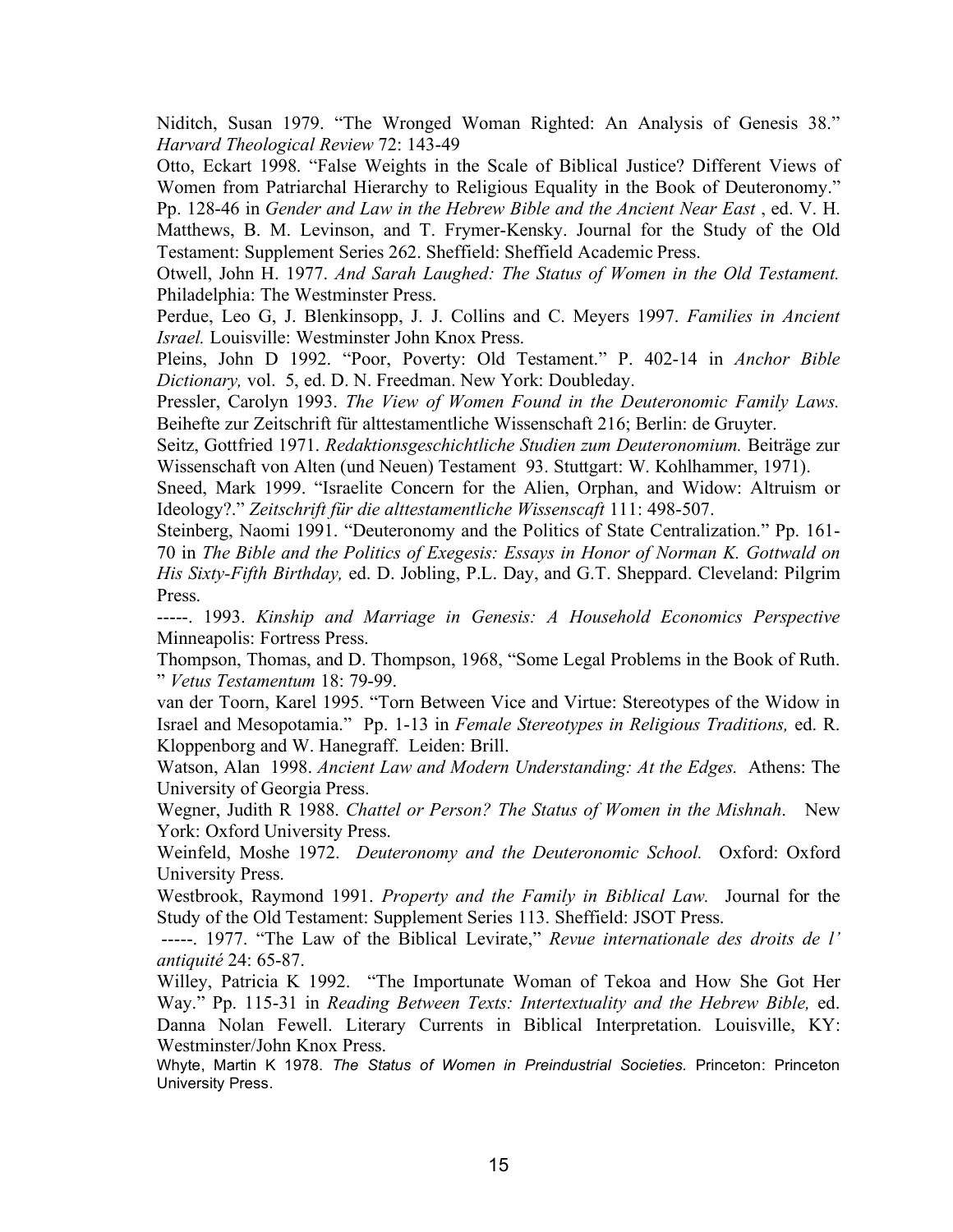Niditch, Susan 1979. “The Wronged Woman Righted: An Analysis of Genesis 38.” *Harvard Theological Review* 72: 143-49

Otto, Eckart 1998. “False Weights in the Scale of Biblical Justice? Different Views of Women from Patriarchal Hierarchy to Religious Equality in the Book of Deuteronomy.” Pp. 128-46 in *Gender and Law in the Hebrew Bible and the Ancient Near East* , ed. V. H. Matthews, B. M. Levinson, and T. Frymer-Kensky. Journal for the Study of the Old Testament: Supplement Series 262. Sheffield: Sheffield Academic Press.

Otwell, John H. 1977. *And Sarah Laughed: The Status of Women in the Old Testament.* Philadelphia: The Westminster Press.

Perdue, Leo G, J. Blenkinsopp, J. J. Collins and C. Meyers 1997. *Families in Ancient Israel.* Louisville: Westminster John Knox Press.

Pleins, John D 1992. “Poor, Poverty: Old Testament.” P. 402-14 in *Anchor Bible Dictionary,* vol. 5, ed. D. N. Freedman. New York: Doubleday.

Pressler, Carolyn 1993. *The View of Women Found in the Deuteronomic Family Laws.* Beihefte zur Zeitschrift für alttestamentliche Wissenschaft 216; Berlin: de Gruyter.

Seitz, Gottfried 1971. *Redaktionsgeschichtliche Studien zum Deuteronomium.* Beiträge zur Wissenschaft von Alten (und Neuen) Testament 93. Stuttgart: W. Kohlhammer, 1971).

Sneed, Mark 1999. “Israelite Concern for the Alien, Orphan, and Widow: Altruism or Ideology?.” *Zeitschrift für die alttestamentliche Wissenscaft* 111: 498-507.

Steinberg, Naomi 1991. “Deuteronomy and the Politics of State Centralization.” Pp. 161-70 in *The Bible and the Politics of Exegesis: Essays in Honor of Norman K. Gottwald on His Sixty-Fifth Birthday,* ed. D. Jobling, P.L. Day, and G.T. Sheppard. Cleveland: Pilgrim Press.

-----. 1993. *Kinship and Marriage in Genesis: A Household Economics Perspective* Minneapolis: Fortress Press.

Thompson, Thomas, and D. Thompson, 1968, “Some Legal Problems in the Book of Ruth. ” *Vetus Testamentum* 18: 79-99.

van der Toorn, Karel 1995. “Torn Between Vice and Virtue: Stereotypes of the Widow in Israel and Mesopotamia.” Pp. 1-13 in *Female Stereotypes in Religious Traditions,* ed. R. Kloppenborg and W. Hanegraff. Leiden: Brill.

Watson, Alan 1998. *Ancient Law and Modern Understanding: At the Edges.* Athens: The University of Georgia Press.

Wegner, Judith R 1988. *Chattel or Person? The Status of Women in the Mishnah*. New York: Oxford University Press.

Weinfeld, Moshe 1972. *Deuteronomy and the Deuteronomic School.* Oxford: Oxford University Press.

Westbrook, Raymond 1991. *Property and the Family in Biblical Law.* Journal for the Study of the Old Testament: Supplement Series 113. Sheffield: JSOT Press.

-----. 1977. “The Law of the Biblical Levirate,” *Revue internationale des droits de l' antiquité* 24: 65-87.

Willey, Patricia K 1992. “The Importunate Woman of Tekoa and How She Got Her Way.” Pp. 115-31 in *Reading Between Texts: Intertextuality and the Hebrew Bible,* ed. Danna Nolan Fewell. Literary Currents in Biblical Interpretation. Louisville, KY: Westminster/John Knox Press.

Whyte, Martin K 1978. *The Status of Women in Preindustrial Societies.* Princeton: Princeton University Press.